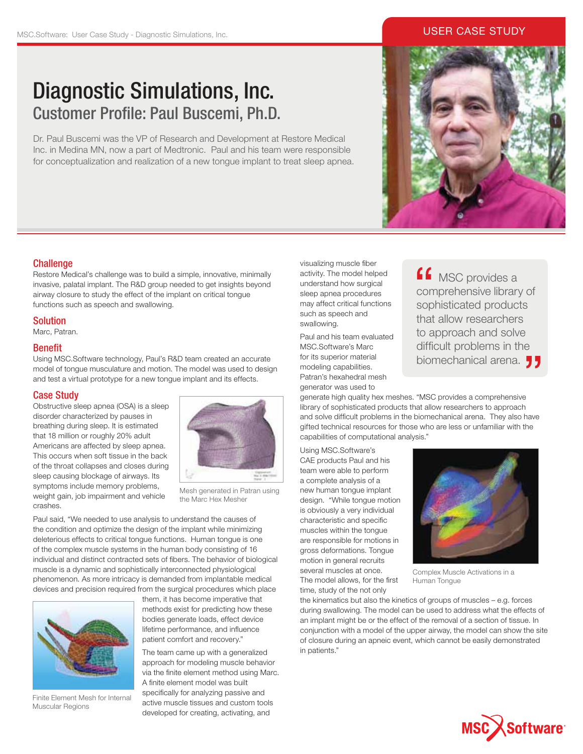USER CASE STUDY

# Diagnostic Simulations, Inc.

## Customer Profile: Paul Buscemi, Ph.D.

Dr. Paul Buscemi was the VP of Research and Development at Restore Medical Inc. in Medina MN, now a part of Medtronic. Paul and his team were responsible for conceptualization and realization of a new tongue implant to treat sleep apnea.

### Challenge

Restore Medical's challenge was to build a simple, innovative, minimally invasive, palatal implant. The R&D group needed to get insights beyond airway closure to study the effect of the implant on critical tongue functions such as speech and swallowing.

### Solution

Marc, Patran.

### Benefit

Using MSC.Software technology, Paul's R&D team created an accurate model of tongue musculature and motion. The model was used to design and test a virtual prototype for a new tongue implant and its effects.

### Case Study

Obstructive sleep apnea (OSA) is a sleep disorder characterized by pauses in breathing during sleep. It is estimated that 18 million or roughly 20% adult Americans are affected by sleep apnea. This occurs when soft tissue in the back of the throat collapses and closes during sleep causing blockage of airways. Its symptoms include memory problems, weight gain, job impairment and vehicle crashes.

Mesh generated in Patran using the Marc Hex Mesher

Paul said, "We needed to use analysis to understand the causes of the condition and optimize the design of the implant while minimizing deleterious effects to critical tongue functions. Human tongue is one of the complex muscle systems in the human body consisting of 16 individual and distinct contracted sets of fibers. The behavior of biological muscle is a dynamic and sophistically interconnected physiological phenomenon. As more intricacy is demanded from implantable medical devices and precision required from the surgical procedures which place them, it has become imperative that methods exist for predicting how these bodies generate loads, effect device lifetime performance, and influence patient comfort and recovery."

Finite Element Mesh for Internal Muscular Regions

The team came up with a generalized approach for modeling muscle behavior via the finite element method using Marc. A finite element model was built specifically for analyzing passive and active muscle tissues and custom tools developed for creating, activating, and visualizing muscle fiber activity. The model helped understand how surgical sleep apnea procedures may affect critical functions such as speech and swallowing.

Paul and his team evaluated MSC.Software's Marc for its superior material modeling capabilities. Patran's hexahedral mesh generator was used to generate high quality hex meshes. "MSC provides a comprehensive library of sophisticated products that allow researchers to approach and solve difficult problems in the biomechanical arena. They also have gifted technical resources for those who are less or unfamiliar with the capabilities of computational analysis."

> "MSC provides a comprehensive library of sophisticated products that allow researchers to approach and solve difficult problems in the biomechanical arena."

Using MSC.Software's CAE products Paul and his team were able to perform a complete analysis of a new human tongue implant design. "While tongue motion is obviously a very individual characteristic and specific muscles within the tongue are responsible for motions in gross deformations. Tongue motion in general recruits several muscles at once. The model allows, for the first time, study of the not only the kinematics but also the kinetics of groups of muscles – e.g. forces during swallowing. The model can be used to address what the effects of an implant might be or the effect of the removal of a section of tissue. In conjunction with a model of the upper airway, the model can show the site of closure during an apneic event, which cannot be easily demonstrated in patients."

Complex Muscle Activations in a Human Tongue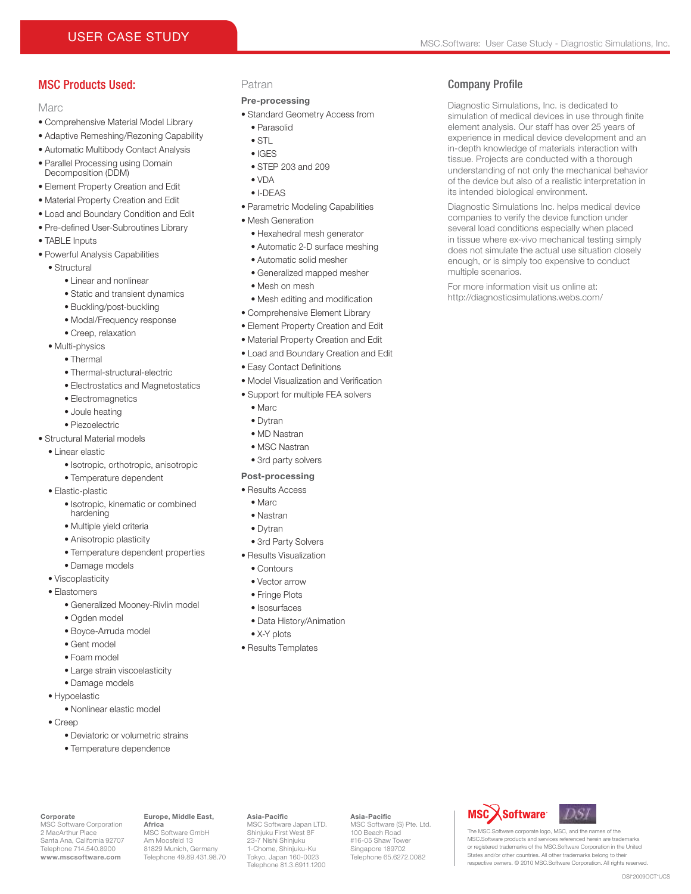USER CASE STUDY

## MSC Products Used:

### Marc

- Comprehensive Material Model Library
- Adaptive Remeshing/Rezoning Capability
- Automatic Multibody Contact Analysis
- Parallel Processing using Domain Decomposition (DDM)
- Element Property Creation and Edit
- Material Property Creation and Edit
- Load and Boundary Condition and Edit
- Pre-defined User-Subroutines Library
- TABLE Inputs
- Powerful Analysis Capabilities
  - Structural
    - Linear and nonlinear
    - Static and transient dynamics
    - Buckling/post-buckling
    - Modal/Frequency response
    - Creep, relaxation
  - Multi-physics
    - Thermal
    - Thermal-structural-electric
    - Electrostatics and Magnetostatics
    - Electromagnetics
    - Joule heating
    - Piezoelectric
- Structural Material models
  - Linear elastic
    - Isotropic, orthotropic, anisotropic
    - Temperature dependent
  - Elastic-plastic
    - Isotropic, kinematic or combined hardening
    - Multiple yield criteria
    - Anisotropic plasticity
    - Temperature dependent properties
    - Damage models
  - Viscoplasticity
  - Elastomers
    - Generalized Mooney-Rivlin model
    - Ogden model
    - Boyce-Arruda model
    - Gent model
    - Foam model
    - Large strain viscoelasticity
    - Damage models
  - Hypoelastic
    - Nonlinear elastic model
  - Creep
    - Deviatoric or volumetric strains
    - Temperature dependence

### Patran

**Pre-processing**

- Standard Geometry Access from
  - Parasolid
  - STL
  - IGES
  - STEP 203 and 209
  - VDA
  - I-DEAS
- Parametric Modeling Capabilities
- Mesh Generation
  - Hexahedral mesh generator
  - Automatic 2-D surface meshing
  - Automatic solid mesher
  - Generalized mapped mesher
  - Mesh on mesh
  - Mesh editing and modification
- Comprehensive Element Library
- Element Property Creation and Edit
- Material Property Creation and Edit
- Load and Boundary Creation and Edit
- Easy Contact Definitions
- Model Visualization and Verification
- Support for multiple FEA solvers
  - Marc
  - Dytran
  - MD Nastran
  - MSC Nastran
  - 3rd party solvers

**Post-processing**

- Results Access
  - Marc
  - Nastran
  - Dytran
  - 3rd Party Solvers
- Results Visualization
  - Contours
  - Vector arrow
  - Fringe Plots
  - Isosurfaces
  - Data History/Animation
  - X-Y plots
- Results Templates

## Company Profile

Diagnostic Simulations, Inc. is dedicated to simulation of medical devices in use through finite element analysis. Our staff has over 25 years of experience in medical device development and an in-depth knowledge of materials interaction with tissue. Projects are conducted with a thorough understanding of not only the mechanical behavior of the device but also of a realistic interpretation in its intended biological environment.

Diagnostic Simulations Inc. helps medical device companies to verify the device function under several load conditions especially when placed in tissue where ex-vivo mechanical testing simply does not simulate the actual use situation closely enough, or is simply too expensive to conduct multiple scenarios.

For more information visit us online at: http://diagnosticsimulations.webs.com/

**Corporate**
MSC Software Corporation
2 MacArthur Place
Santa Ana, California 92707
Telephone 714.540.8900
**www.mscsoftware.com**

**Europe, Middle East, Africa**
MSC Software GmbH
Am Moosfeld 13
81829 Munich, Germany
Telephone 49.89.431.98.70

**Asia-Pacific**
MSC Software Japan LTD.
Shinjuku First West 8F
23-7 Nishi Shinjuku
1-Chome, Shinjuku-Ku
Tokyo, Japan 160-0023
Telephone 81.3.6911.1200

**Asia-Pacific**
MSC Software (S) Pte. Ltd.
100 Beach Road
#16-05 Shaw Tower
Singapore 189702
Telephone 65.6272.0082

The MSC.Software corporate logo, MSC, and the names of the MSC.Software products and services referenced herein are trademarks or registered trademarks of the MSC.Software Corporation in the United States and/or other countries. All other trademarks belong to their respective owners. © 2010 MSC.Software Corporation. All rights reserved.

DSI*2009OCT*UCS